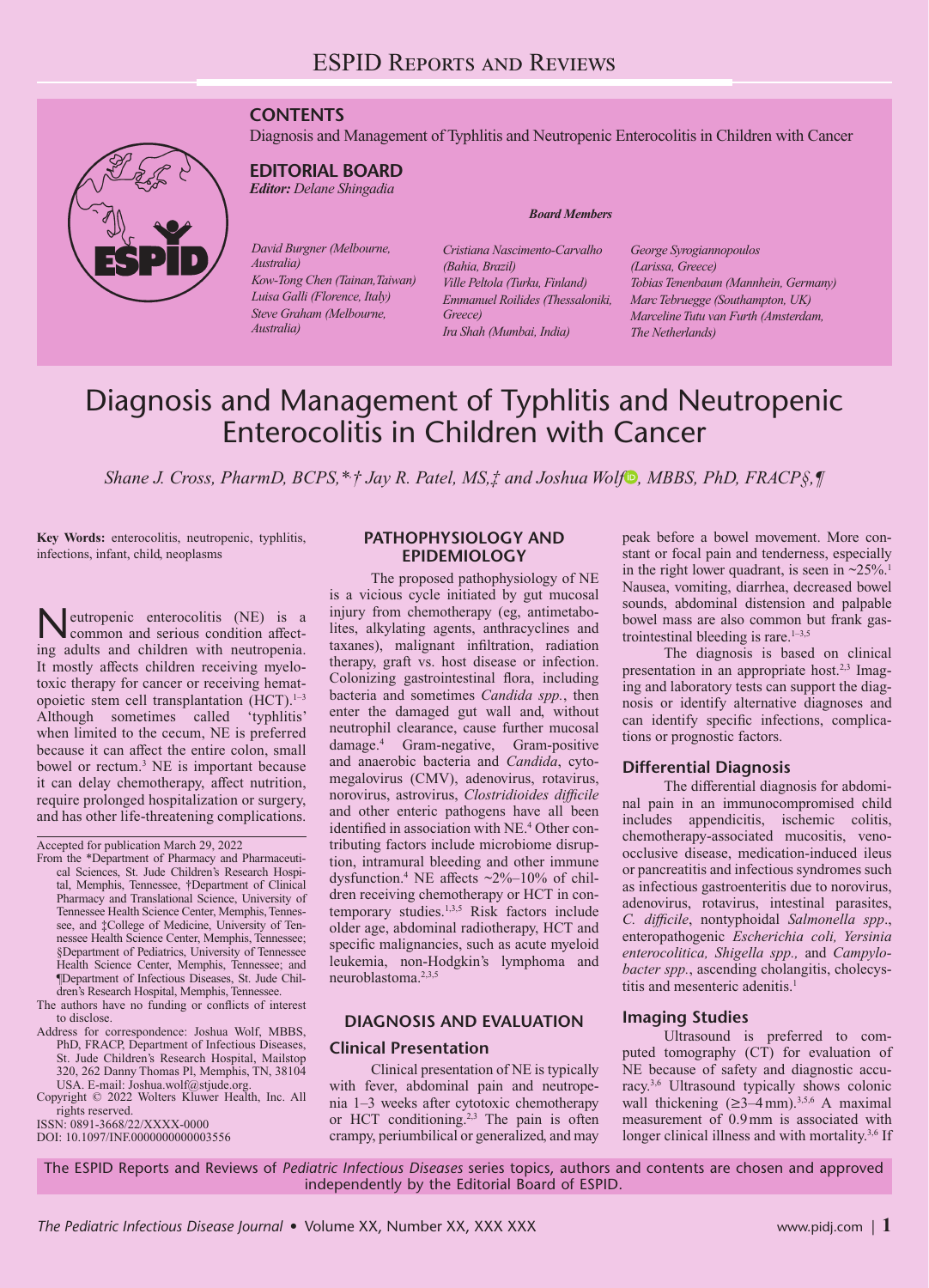# ESPID Reports and Reviews

**CONTENTS**

Diagnosis and Management of Typhlitis and Neutropenic Enterocolitis in Children with Cancer

**EDITORIAL BOARD**

***Editor:*** *Delane Shingadia*

***Board Members***

*David Burgner (Melbourne, Australia)*
*Kow-Tong Chen (Tainan, Taiwan)*
*Luisa Galli (Florence, Italy)*
*Steve Graham (Melbourne, Australia)*
*Cristiana Nascimento-Carvalho (Bahia, Brazil)*
*Ville Peltola (Turku, Finland)*
*Emmanuel Roilides (Thessaloniki, Greece)*
*Ira Shah (Mumbai, India)*
*George Syrogiannopoulos (Larissa, Greece)*
*Tobias Tenenbaum (Mannhein, Germany)*
*Marc Tebruegge (Southampton, UK)*
*Marceline Tutu van Furth (Amsterdam, The Netherlands)*

# Diagnosis and Management of Typhlitis and Neutropenic Enterocolitis in Children with Cancer

*Shane J. Cross, PharmD, BCPS,\*† Jay R. Patel, MS,‡ and Joshua Wolf, MBBS, PhD, FRACP§,¶*

**Key Words:** enterocolitis, neutropenic, typhlitis, infections, infant, child, neoplasms

Neutropenic enterocolitis (NE) is a common and serious condition affecting adults and children with neutropenia. It mostly affects children receiving myelotoxic therapy for cancer or receiving hematopoietic stem cell transplantation (HCT).[1–3] Although sometimes called 'typhlitis' when limited to the cecum, NE is preferred because it can affect the entire colon, small bowel or rectum.[3] NE is important because it can delay chemotherapy, affect nutrition, require prolonged hospitalization or surgery, and has other life-threatening complications.

Accepted for publication March 29, 2022

From the \*Department of Pharmacy and Pharmaceutical Sciences, St. Jude Children's Research Hospital, Memphis, Tennessee, †Department of Clinical Pharmacy and Translational Science, University of Tennessee Health Science Center, Memphis, Tennessee, and ‡College of Medicine, University of Tennessee Health Science Center, Memphis, Tennessee; §Department of Pediatrics, University of Tennessee Health Science Center, Memphis, Tennessee; and ¶Department of Infectious Diseases, St. Jude Children's Research Hospital, Memphis, Tennessee.

The authors have no funding or conflicts of interest to disclose.

Address for correspondence: Joshua Wolf, MBBS, PhD, FRACP, Department of Infectious Diseases, St. Jude Children's Research Hospital, Mailstop 320, 262 Danny Thomas Pl, Memphis, TN, 38104 USA. E-mail: Joshua.wolf@stjude.org.

Copyright © 2022 Wolters Kluwer Health, Inc. All rights reserved.

ISSN: 0891-3668/22/XXXX-0000

DOI: 10.1097/INF.0000000000003556

## PATHOPHYSIOLOGY AND EPIDEMIOLOGY

The proposed pathophysiology of NE is a vicious cycle initiated by gut mucosal injury from chemotherapy (eg, antimetabolites, alkylating agents, anthracyclines and taxanes), malignant infiltration, radiation therapy, graft vs. host disease or infection. Colonizing gastrointestinal flora, including bacteria and sometimes *Candida spp.*, then enter the damaged gut wall and, without neutrophil clearance, cause further mucosal damage.[4] Gram-negative, Gram-positive and anaerobic bacteria and *Candida*, cytomegalovirus (CMV), adenovirus, rotavirus, norovirus, astrovirus, *Clostridioides difficile* and other enteric pathogens have all been identified in association with NE.[4] Other contributing factors include microbiome disruption, intramural bleeding and other immune dysfunction.[4] NE affects ~2%–10% of children receiving chemotherapy or HCT in contemporary studies.[1,3,5] Risk factors include older age, abdominal radiotherapy, HCT and specific malignancies, such as acute myeloid leukemia, non-Hodgkin's lymphoma and neuroblastoma.[2,3,5]

## DIAGNOSIS AND EVALUATION

### Clinical Presentation

Clinical presentation of NE is typically with fever, abdominal pain and neutropenia 1–3 weeks after cytotoxic chemotherapy or HCT conditioning.[2,3] The pain is often crampy, periumbilical or generalized, and may peak before a bowel movement. More constant or focal pain and tenderness, especially in the right lower quadrant, is seen in ~25%.[1] Nausea, vomiting, diarrhea, decreased bowel sounds, abdominal distension and palpable bowel mass are also common but frank gastrointestinal bleeding is rare.[1–3,5]

The diagnosis is based on clinical presentation in an appropriate host.[2,3] Imaging and laboratory tests can support the diagnosis or identify alternative diagnoses and can identify specific infections, complications or prognostic factors.

### Differential Diagnosis

The differential diagnosis for abdominal pain in an immunocompromised child includes appendicitis, ischemic colitis, chemotherapy-associated mucositis, veno-occlusive disease, medication-induced ileus or pancreatitis and infectious syndromes such as infectious gastroenteritis due to norovirus, adenovirus, rotavirus, intestinal parasites, *C. difficile*, nontyphoidal *Salmonella spp*., enteropathogenic *Escherichia coli, Yersinia enterocolitica, Shigella spp.,* and *Campylobacter spp.*, ascending cholangitis, cholecystitis and mesenteric adenitis.[1]

### Imaging Studies

Ultrasound is preferred to computed tomography (CT) for evaluation of NE because of safety and diagnostic accuracy.[3,6] Ultrasound typically shows colonic wall thickening (≥3–4 mm).[3,5,6] A maximal measurement of 0.9 mm is associated with longer clinical illness and with mortality.[3,6] If

The ESPID Reports and Reviews of *Pediatric Infectious Diseases* series topics, authors and contents are chosen and approved independently by the Editorial Board of ESPID.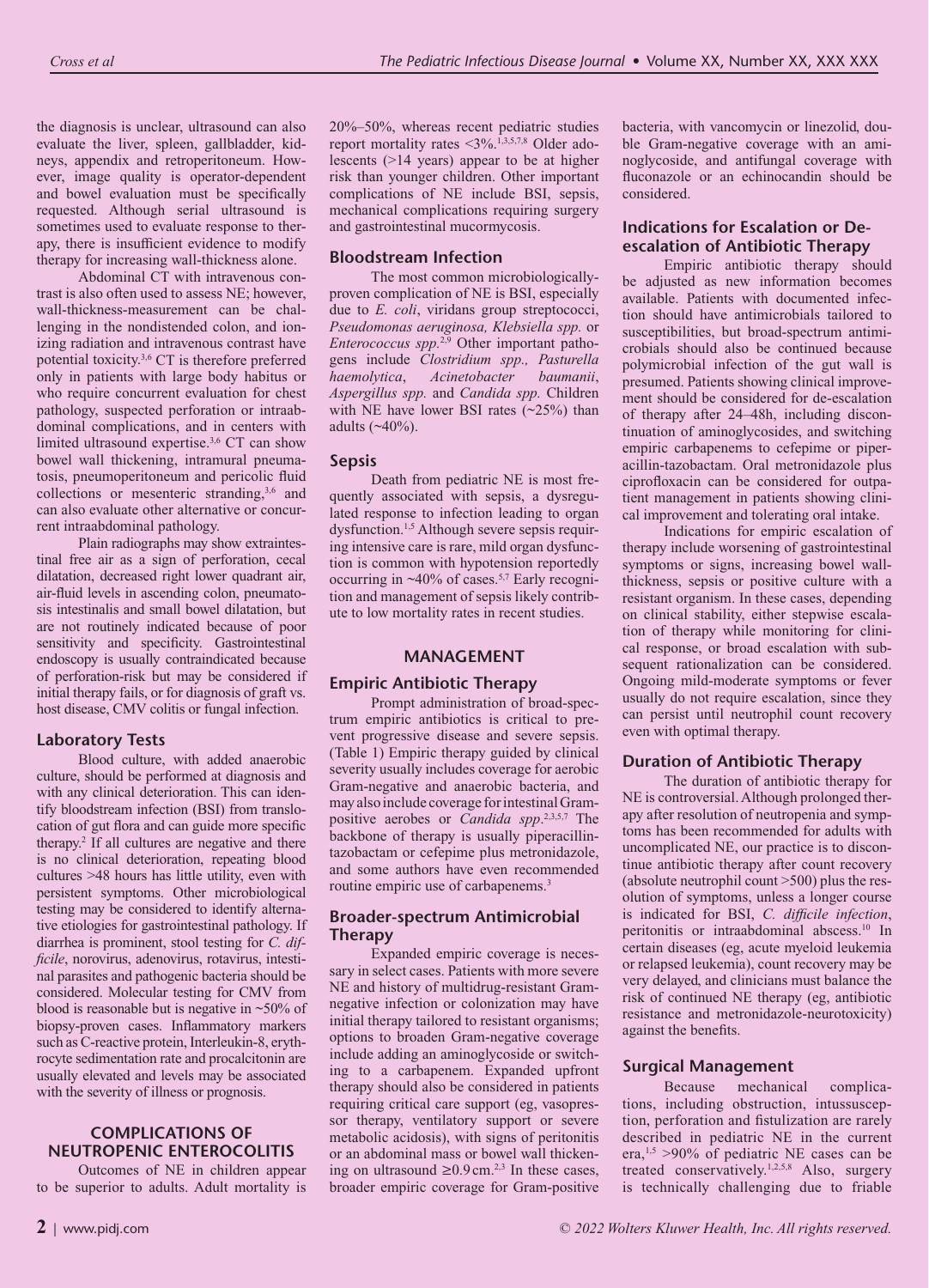the diagnosis is unclear, ultrasound can also evaluate the liver, spleen, gallbladder, kidneys, appendix and retroperitoneum. However, image quality is operator-dependent and bowel evaluation must be specifically requested. Although serial ultrasound is sometimes used to evaluate response to therapy, there is insufficient evidence to modify therapy for increasing wall-thickness alone.

Abdominal CT with intravenous contrast is also often used to assess NE; however, wall-thickness-measurement can be challenging in the nondistended colon, and ionizing radiation and intravenous contrast have potential toxicity.[3,6] CT is therefore preferred only in patients with large body habitus or who require concurrent evaluation for chest pathology, suspected perforation or intraabdominal complications, and in centers with limited ultrasound expertise.[3,6] CT can show bowel wall thickening, intramural pneumatosis, pneumoperitoneum and pericolic fluid collections or mesenteric stranding,[3,6] and can also evaluate other alternative or concurrent intraabdominal pathology.

Plain radiographs may show extraintestinal free air as a sign of perforation, cecal dilatation, decreased right lower quadrant air, air-fluid levels in ascending colon, pneumatosis intestinalis and small bowel dilatation, but are not routinely indicated because of poor sensitivity and specificity. Gastrointestinal endoscopy is usually contraindicated because of perforation-risk but may be considered if initial therapy fails, or for diagnosis of graft vs. host disease, CMV colitis or fungal infection.

## Laboratory Tests

Blood culture, with added anaerobic culture, should be performed at diagnosis and with any clinical deterioration. This can identify bloodstream infection (BSI) from translocation of gut flora and can guide more specific therapy.[2] If all cultures are negative and there is no clinical deterioration, repeating blood cultures >48 hours has little utility, even with persistent symptoms. Other microbiological testing may be considered to identify alternative etiologies for gastrointestinal pathology. If diarrhea is prominent, stool testing for *C. difficile*, norovirus, adenovirus, rotavirus, intestinal parasites and pathogenic bacteria should be considered. Molecular testing for CMV from blood is reasonable but is negative in ~50% of biopsy-proven cases. Inflammatory markers such as C-reactive protein, Interleukin-8, erythrocyte sedimentation rate and procalcitonin are usually elevated and levels may be associated with the severity of illness or prognosis.

# COMPLICATIONS OF NEUTROPENIC ENTEROCOLITIS

Outcomes of NE in children appear to be superior to adults. Adult mortality is 20%–50%, whereas recent pediatric studies report mortality rates <3%.[1,3,5,7,8] Older adolescents (>14 years) appear to be at higher risk than younger children. Other important complications of NE include BSI, sepsis, mechanical complications requiring surgery and gastrointestinal mucormycosis.

## Bloodstream Infection

The most common microbiologically-proven complication of NE is BSI, especially due to *E. coli*, viridans group streptococci, *Pseudomonas aeruginosa, Klebsiella spp.* or *Enterococcus spp.*[2,9] Other important pathogens include *Clostridium spp., Pasturella haemolytica*, *Acinetobacter baumanii*, *Aspergillus spp.* and *Candida spp.* Children with NE have lower BSI rates (~25%) than adults (~40%).

## Sepsis

Death from pediatric NE is most frequently associated with sepsis, a dysregulated response to infection leading to organ dysfunction.[1,5] Although severe sepsis requiring intensive care is rare, mild organ dysfunction is common with hypotension reportedly occurring in ~40% of cases.[5,7] Early recognition and management of sepsis likely contribute to low mortality rates in recent studies.

# MANAGEMENT

## Empiric Antibiotic Therapy

Prompt administration of broad-spectrum empiric antibiotics is critical to prevent progressive disease and severe sepsis. (Table 1) Empiric therapy guided by clinical severity usually includes coverage for aerobic Gram-negative and anaerobic bacteria, and may also include coverage for intestinal Gram-positive aerobes or *Candida spp*.[2,3,5,7] The backbone of therapy is usually piperacillin-tazobactam or cefepime plus metronidazole, and some authors have even recommended routine empiric use of carbapenems.[3]

## Broader-spectrum Antimicrobial Therapy

Expanded empiric coverage is necessary in select cases. Patients with more severe NE and history of multidrug-resistant Gram-negative infection or colonization may have initial therapy tailored to resistant organisms; options to broaden Gram-negative coverage include adding an aminoglycoside or switching to a carbapenem. Expanded upfront therapy should also be considered in patients requiring critical care support (eg, vasopressor therapy, ventilatory support or severe metabolic acidosis), with signs of peritonitis or an abdominal mass or bowel wall thickening on ultrasound ≥0.9 cm.[2,3] In these cases, broader empiric coverage for Gram-positive bacteria, with vancomycin or linezolid, double Gram-negative coverage with an aminoglycoside, and antifungal coverage with fluconazole or an echinocandin should be considered.

## Indications for Escalation or De-escalation of Antibiotic Therapy

Empiric antibiotic therapy should be adjusted as new information becomes available. Patients with documented infection should have antimicrobials tailored to susceptibilities, but broad-spectrum antimicrobials should also be continued because polymicrobial infection of the gut wall is presumed. Patients showing clinical improvement should be considered for de-escalation of therapy after 24–48h, including discontinuation of aminoglycosides, and switching empiric carbapenems to cefepime or piperacillin-tazobactam. Oral metronidazole plus ciprofloxacin can be considered for outpatient management in patients showing clinical improvement and tolerating oral intake.

Indications for empiric escalation of therapy include worsening of gastrointestinal symptoms or signs, increasing bowel wall-thickness, sepsis or positive culture with a resistant organism. In these cases, depending on clinical stability, either stepwise escalation of therapy while monitoring for clinical response, or broad escalation with subsequent rationalization can be considered. Ongoing mild-moderate symptoms or fever usually do not require escalation, since they can persist until neutrophil count recovery even with optimal therapy.

## Duration of Antibiotic Therapy

The duration of antibiotic therapy for NE is controversial. Although prolonged therapy after resolution of neutropenia and symptoms has been recommended for adults with uncomplicated NE, our practice is to discontinue antibiotic therapy after count recovery (absolute neutrophil count >500) plus the resolution of symptoms, unless a longer course is indicated for BSI, *C. difficile infection*, peritonitis or intraabdominal abscess.[10] In certain diseases (eg, acute myeloid leukemia or relapsed leukemia), count recovery may be very delayed, and clinicians must balance the risk of continued NE therapy (eg, antibiotic resistance and metronidazole-neurotoxicity) against the benefits.

## Surgical Management

Because mechanical complications, including obstruction, intussusception, perforation and fistulization are rarely described in pediatric NE in the current era,[1,5] >90% of pediatric NE cases can be treated conservatively.[1,2,5,8] Also, surgery is technically challenging due to friable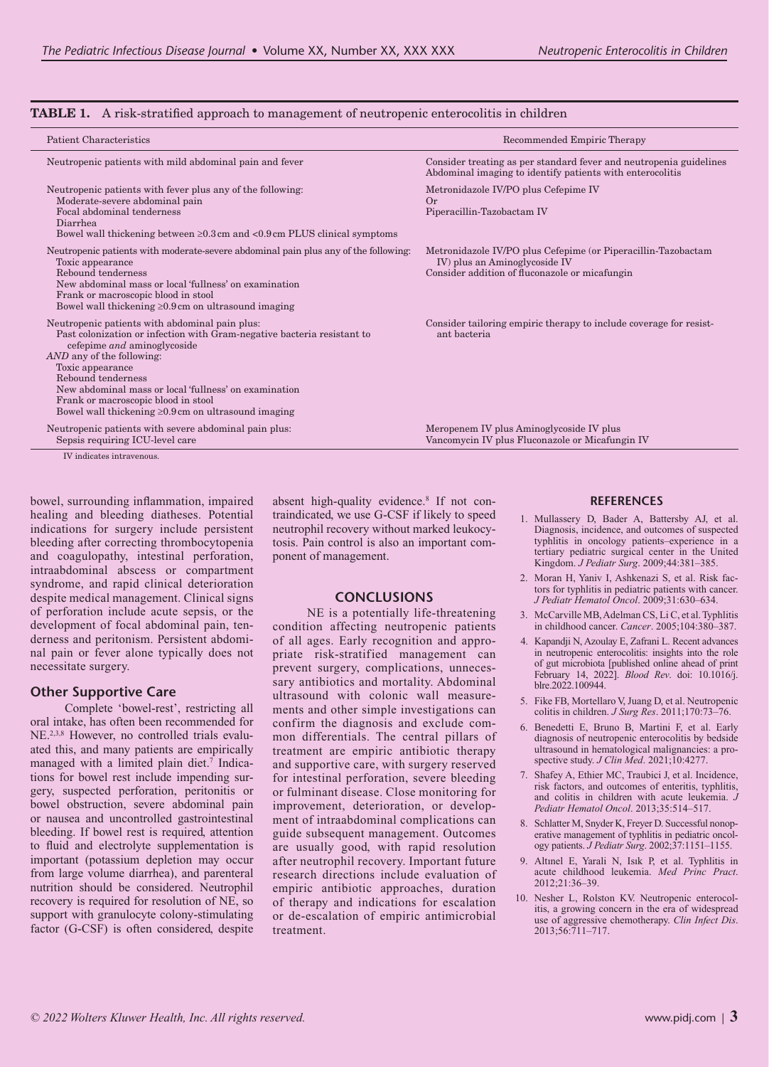**TABLE 1.** A risk-stratified approach to management of neutropenic enterocolitis in children

| Patient Characteristics | Recommended Empiric Therapy |
|---|---|
| Neutropenic patients with mild abdominal pain and fever | Consider treating as per standard fever and neutropenia guidelines<br>Abdominal imaging to identify patients with enterocolitis |
| Neutropenic patients with fever plus any of the following:<br>Moderate-severe abdominal pain<br>Focal abdominal tenderness<br>Diarrhea<br>Bowel wall thickening between ≥0.3 cm and <0.9 cm PLUS clinical symptoms | Metronidazole IV/PO plus Cefepime IV<br>Or<br>Piperacillin-Tazobactam IV |
| Neutropenic patients with moderate-severe abdominal pain plus any of the following:<br>Toxic appearance<br>Rebound tenderness<br>New abdominal mass or local 'fullness' on examination<br>Frank or macroscopic blood in stool<br>Bowel wall thickening ≥0.9 cm on ultrasound imaging | Metronidazole IV/PO plus Cefepime (or Piperacillin-Tazobactam IV) plus an Aminoglycoside IV<br>Consider addition of fluconazole or micafungin |
| Neutropenic patients with abdominal pain plus:<br>Past colonization or infection with Gram-negative bacteria resistant to cefepime *and* aminoglycoside<br>*AND* any of the following:<br>Toxic appearance<br>Rebound tenderness<br>New abdominal mass or local 'fullness' on examination<br>Frank or macroscopic blood in stool<br>Bowel wall thickening ≥0.9 cm on ultrasound imaging | Consider tailoring empiric therapy to include coverage for resistant bacteria |
| Neutropenic patients with severe abdominal pain plus:<br>Sepsis requiring ICU-level care | Meropenem IV plus Aminoglycoside IV plus<br>Vancomycin IV plus Fluconazole or Micafungin IV |

IV indicates intravenous.

bowel, surrounding inflammation, impaired healing and bleeding diatheses. Potential indications for surgery include persistent bleeding after correcting thrombocytopenia and coagulopathy, intestinal perforation, intraabdominal abscess or compartment syndrome, and rapid clinical deterioration despite medical management. Clinical signs of perforation include acute sepsis, or the development of focal abdominal pain, tenderness and peritonism. Persistent abdominal pain or fever alone typically does not necessitate surgery.

### Other Supportive Care

Complete 'bowel-rest', restricting all oral intake, has often been recommended for NE.[2,3,8] However, no controlled trials evaluated this, and many patients are empirically managed with a limited plain diet.[7] Indications for bowel rest include impending surgery, suspected perforation, peritonitis or bowel obstruction, severe abdominal pain or nausea and uncontrolled gastrointestinal bleeding. If bowel rest is required, attention to fluid and electrolyte supplementation is important (potassium depletion may occur from large volume diarrhea), and parenteral nutrition should be considered. Neutrophil recovery is required for resolution of NE, so support with granulocyte colony-stimulating factor (G-CSF) is often considered, despite absent high-quality evidence.[8] If not contraindicated, we use G-CSF if likely to speed neutrophil recovery without marked leukocytosis. Pain control is also an important component of management.

## CONCLUSIONS

NE is a potentially life-threatening condition affecting neutropenic patients of all ages. Early recognition and appropriate risk-stratified management can prevent surgery, complications, unnecessary antibiotics and mortality. Abdominal ultrasound with colonic wall measurements and other simple investigations can confirm the diagnosis and exclude common differentials. The central pillars of treatment are empiric antibiotic therapy and supportive care, with surgery reserved for intestinal perforation, severe bleeding or fulminant disease. Close monitoring for improvement, deterioration, or development of intraabdominal complications can guide subsequent management. Outcomes are usually good, with rapid resolution after neutrophil recovery. Important future research directions include evaluation of empiric antibiotic approaches, duration of therapy and indications for escalation or de-escalation of empiric antimicrobial treatment.

## REFERENCES

1. Mullassery D, Bader A, Battersby AJ, et al. Diagnosis, incidence, and outcomes of suspected typhlitis in oncology patients–experience in a tertiary pediatric surgical center in the United Kingdom. *J Pediatr Surg*. 2009;44:381–385.
2. Moran H, Yaniv I, Ashkenazi S, et al. Risk factors for typhlitis in pediatric patients with cancer. *J Pediatr Hematol Oncol*. 2009;31:630–634.
3. McCarville MB, Adelman CS, Li C, et al. Typhlitis in childhood cancer. *Cancer*. 2005;104:380–387.
4. Kapandji N, Azoulay E, Zafrani L. Recent advances in neutropenic enterocolitis: insights into the role of gut microbiota [published online ahead of print February 14, 2022]. *Blood Rev*. doi: 10.1016/j.blre.2022.100944.
5. Fike FB, Mortellaro V, Juang D, et al. Neutropenic colitis in children. *J Surg Res*. 2011;170:73–76.
6. Benedetti E, Bruno B, Martini F, et al. Early diagnosis of neutropenic enterocolitis by bedside ultrasound in hematological malignancies: a prospective study. *J Clin Med*. 2021;10:4277.
7. Shafey A, Ethier MC, Traubici J, et al. Incidence, risk factors, and outcomes of enteritis, typhlitis, and colitis in children with acute leukemia. *J Pediatr Hematol Oncol*. 2013;35:514–517.
8. Schlatter M, Snyder K, Freyer D. Successful nonoperative management of typhlitis in pediatric oncology patients. *J Pediatr Surg*. 2002;37:1151–1155.
9. Altınel E, Yarali N, Isık P, et al. Typhlitis in acute childhood leukemia. *Med Princ Pract*. 2012;21:36–39.
10. Nesher L, Rolston KV. Neutropenic enterocolitis, a growing concern in the era of widespread use of aggressive chemotherapy. *Clin Infect Dis*. 2013;56:711–717.